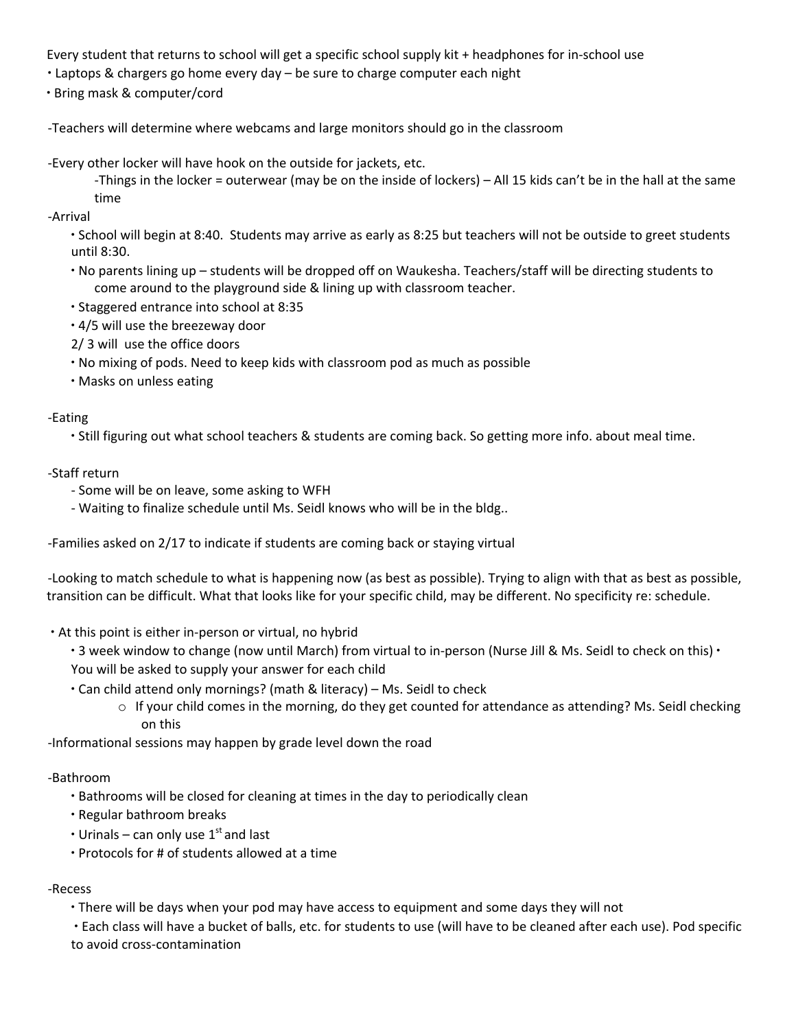Every student that returns to school will get a specific school supply kit + headphones for in-school use

- Laptops & chargers go home every day – be sure to charge computer each night
- Bring mask & computer/cord

-Teachers will determine where webcams and large monitors should go in the classroom

-Every other locker will have hook on the outside for jackets, etc.

    -Things in the locker = outerwear (may be on the inside of lockers) – All 15 kids can't be in the hall at the same time

-Arrival

- School will begin at 8:40. Students may arrive as early as 8:25 but teachers will not be outside to greet students until 8:30.
- No parents lining up – students will be dropped off on Waukesha. Teachers/staff will be directing students to come around to the playground side & lining up with classroom teacher.
- Staggered entrance into school at 8:35
- 4/5 will use the breezeway door
  2/ 3 will use the office doors
- No mixing of pods. Need to keep kids with classroom pod as much as possible
- Masks on unless eating

-Eating

- Still figuring out what school teachers & students are coming back. So getting more info. about meal time.

-Staff return

- Some will be on leave, some asking to WFH
- Waiting to finalize schedule until Ms. Seidl knows who will be in the bldg..

-Families asked on 2/17 to indicate if students are coming back or staying virtual

-Looking to match schedule to what is happening now (as best as possible). Trying to align with that as best as possible, transition can be difficult. What that looks like for your specific child, may be different. No specificity re: schedule.

- At this point is either in-person or virtual, no hybrid
  - 3 week window to change (now until March) from virtual to in-person (Nurse Jill & Ms. Seidl to check on this) • You will be asked to supply your answer for each child
  - Can child attend only mornings? (math & literacy) – Ms. Seidl to check
    - If your child comes in the morning, do they get counted for attendance as attending? Ms. Seidl checking on this

-Informational sessions may happen by grade level down the road

-Bathroom

- Bathrooms will be closed for cleaning at times in the day to periodically clean
- Regular bathroom breaks
- Urinals – can only use 1st and last
- Protocols for # of students allowed at a time

-Recess

- There will be days when your pod may have access to equipment and some days they will not
- Each class will have a bucket of balls, etc. for students to use (will have to be cleaned after each use). Pod specific to avoid cross-contamination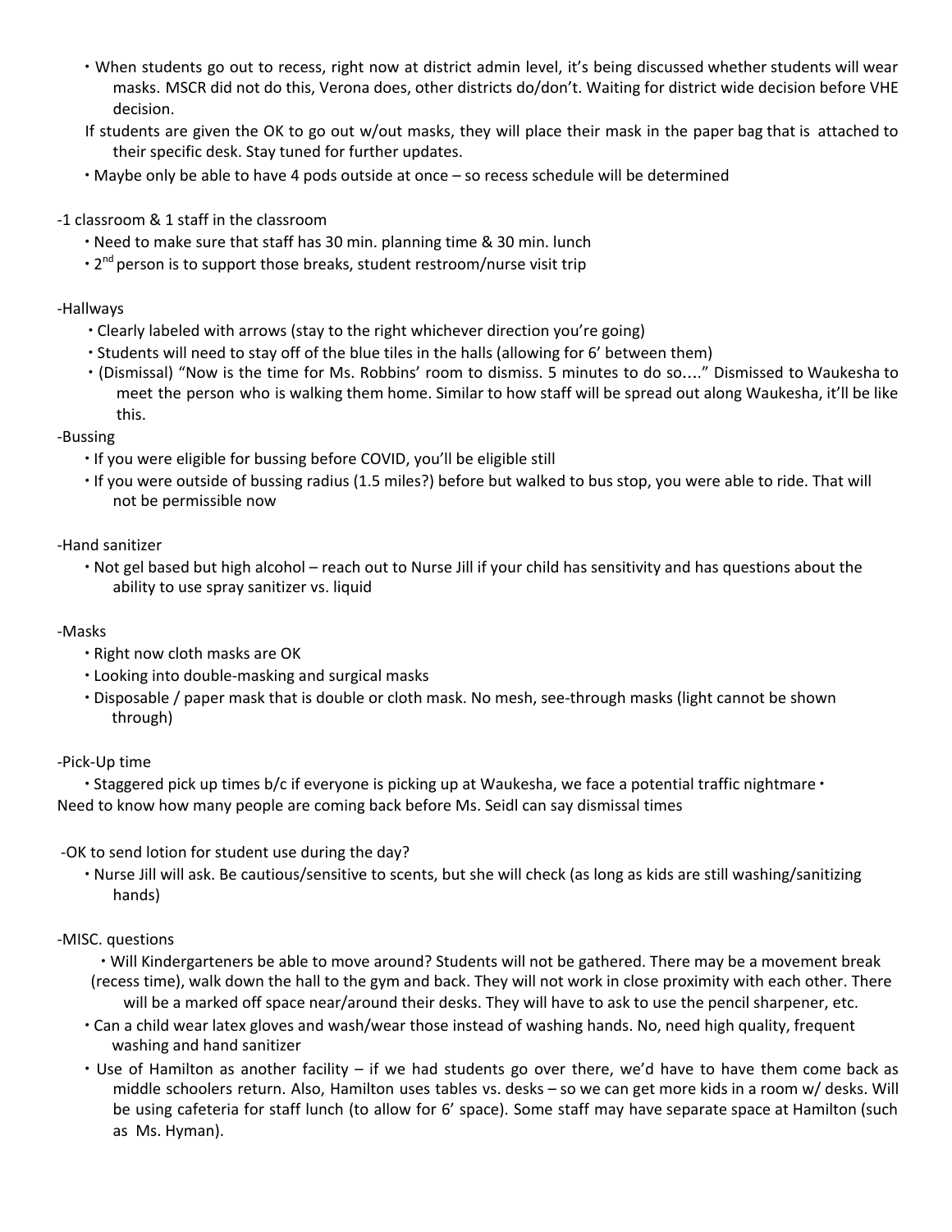- When students go out to recess, right now at district admin level, it's being discussed whether students will wear masks. MSCR did not do this, Verona does, other districts do/don't. Waiting for district wide decision before VHE decision.

  If students are given the OK to go out w/out masks, they will place their mask in the paper bag that is attached to their specific desk. Stay tuned for further updates.
- Maybe only be able to have 4 pods outside at once – so recess schedule will be determined

-1 classroom & 1 staff in the classroom

- Need to make sure that staff has 30 min. planning time & 30 min. lunch
- 2nd person is to support those breaks, student restroom/nurse visit trip

-Hallways

- Clearly labeled with arrows (stay to the right whichever direction you're going)
- Students will need to stay off of the blue tiles in the halls (allowing for 6' between them)
- (Dismissal) "Now is the time for Ms. Robbins' room to dismiss. 5 minutes to do so…." Dismissed to Waukesha to meet the person who is walking them home. Similar to how staff will be spread out along Waukesha, it'll be like this.

-Bussing

- If you were eligible for bussing before COVID, you'll be eligible still
- If you were outside of bussing radius (1.5 miles?) before but walked to bus stop, you were able to ride. That will not be permissible now

-Hand sanitizer

- Not gel based but high alcohol – reach out to Nurse Jill if your child has sensitivity and has questions about the ability to use spray sanitizer vs. liquid

-Masks

- Right now cloth masks are OK
- Looking into double-masking and surgical masks
- Disposable / paper mask that is double or cloth mask. No mesh, see-through masks (light cannot be shown through)

-Pick-Up time

- Staggered pick up times b/c if everyone is picking up at Waukesha, we face a potential traffic nightmare
- Need to know how many people are coming back before Ms. Seidl can say dismissal times

-OK to send lotion for student use during the day?

- Nurse Jill will ask. Be cautious/sensitive to scents, but she will check (as long as kids are still washing/sanitizing hands)

-MISC. questions

- Will Kindergarteners be able to move around? Students will not be gathered. There may be a movement break (recess time), walk down the hall to the gym and back. They will not work in close proximity with each other. There will be a marked off space near/around their desks. They will have to ask to use the pencil sharpener, etc.
- Can a child wear latex gloves and wash/wear those instead of washing hands. No, need high quality, frequent washing and hand sanitizer
- Use of Hamilton as another facility – if we had students go over there, we'd have to have them come back as middle schoolers return. Also, Hamilton uses tables vs. desks – so we can get more kids in a room w/ desks. Will be using cafeteria for staff lunch (to allow for 6' space). Some staff may have separate space at Hamilton (such as Ms. Hyman).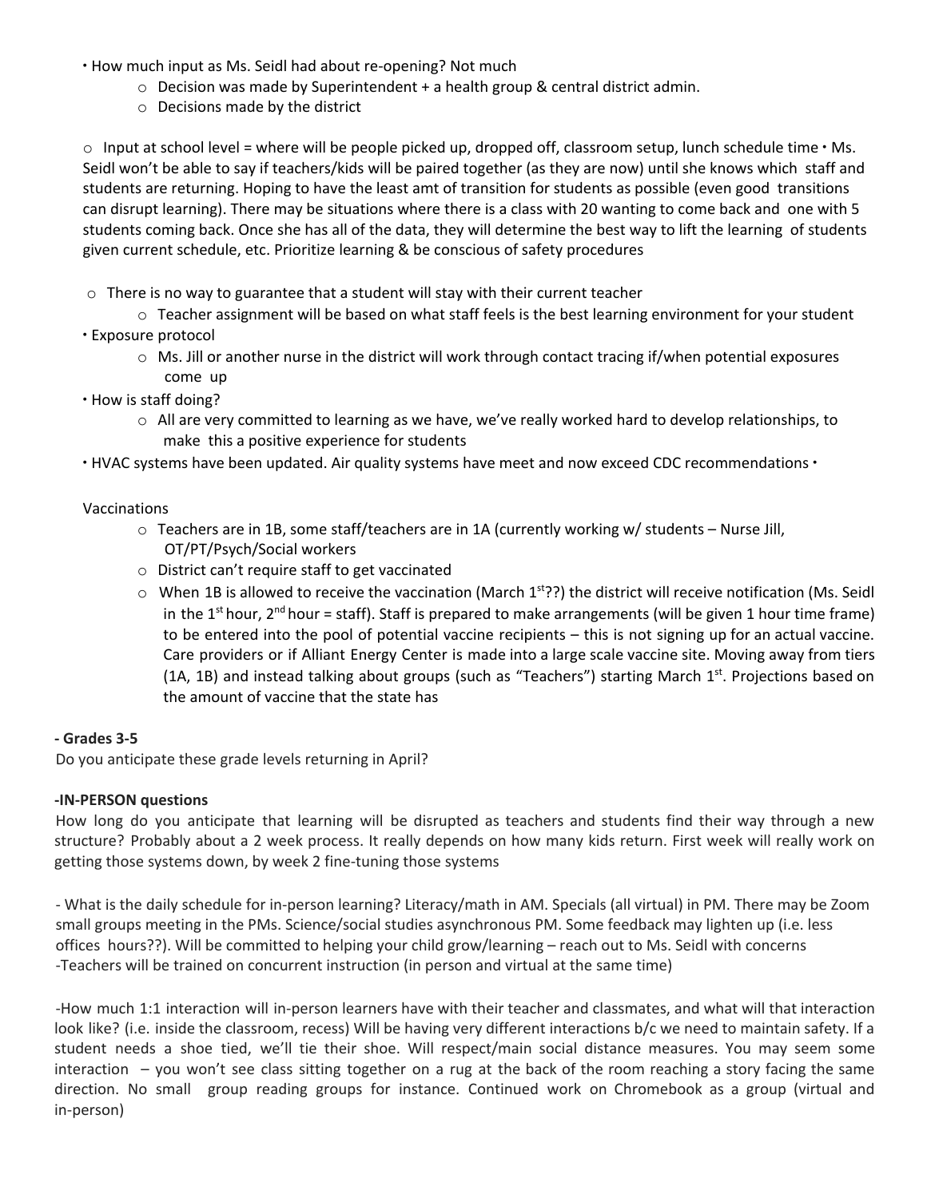- How much input as Ms. Seidl had about re-opening? Not much
    - Decision was made by Superintendent + a health group & central district admin.
    - Decisions made by the district

    - Input at school level = where will be people picked up, dropped off, classroom setup, lunch schedule time
- Ms. Seidl won't be able to say if teachers/kids will be paired together (as they are now) until she knows which staff and students are returning. Hoping to have the least amt of transition for students as possible (even good transitions can disrupt learning). There may be situations where there is a class with 20 wanting to come back and one with 5 students coming back. Once she has all of the data, they will determine the best way to lift the learning of students given current schedule, etc. Prioritize learning & be conscious of safety procedures

    - There is no way to guarantee that a student will stay with their current teacher
    - Teacher assignment will be based on what staff feels is the best learning environment for your student
- Exposure protocol
    - Ms. Jill or another nurse in the district will work through contact tracing if/when potential exposures come up
- How is staff doing?
    - All are very committed to learning as we have, we've really worked hard to develop relationships, to make this a positive experience for students
- HVAC systems have been updated. Air quality systems have meet and now exceed CDC recommendations
- Vaccinations
    - Teachers are in 1B, some staff/teachers are in 1A (currently working w/ students – Nurse Jill, OT/PT/Psych/Social workers
    - District can't require staff to get vaccinated
    - When 1B is allowed to receive the vaccination (March 1st??) the district will receive notification (Ms. Seidl in the 1st hour, 2nd hour = staff). Staff is prepared to make arrangements (will be given 1 hour time frame) to be entered into the pool of potential vaccine recipients – this is not signing up for an actual vaccine. Care providers or if Alliant Energy Center is made into a large scale vaccine site. Moving away from tiers (1A, 1B) and instead talking about groups (such as "Teachers") starting March 1st. Projections based on the amount of vaccine that the state has

**- Grades 3-5**

Do you anticipate these grade levels returning in April?

**-IN-PERSON questions**

How long do you anticipate that learning will be disrupted as teachers and students find their way through a new structure? Probably about a 2 week process. It really depends on how many kids return. First week will really work on getting those systems down, by week 2 fine-tuning those systems

- What is the daily schedule for in-person learning? Literacy/math in AM. Specials (all virtual) in PM. There may be Zoom small groups meeting in the PMs. Science/social studies asynchronous PM. Some feedback may lighten up (i.e. less offices hours??). Will be committed to helping your child grow/learning – reach out to Ms. Seidl with concerns
-Teachers will be trained on concurrent instruction (in person and virtual at the same time)

-How much 1:1 interaction will in-person learners have with their teacher and classmates, and what will that interaction look like? (i.e. inside the classroom, recess) Will be having very different interactions b/c we need to maintain safety. If a student needs a shoe tied, we'll tie their shoe. Will respect/main social distance measures. You may seem some interaction – you won't see class sitting together on a rug at the back of the room reaching a story facing the same direction. No small group reading groups for instance. Continued work on Chromebook as a group (virtual and in-person)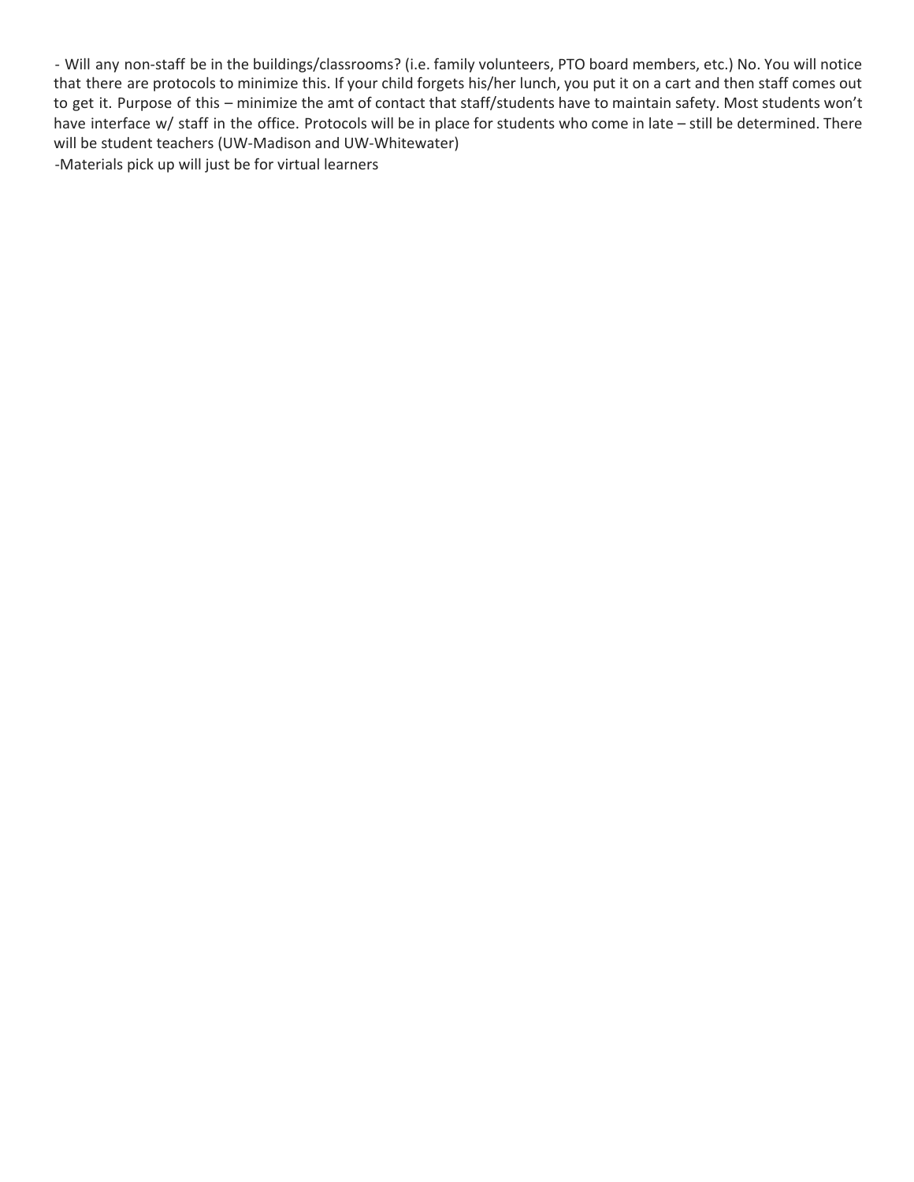- Will any non-staff be in the buildings/classrooms? (i.e. family volunteers, PTO board members, etc.) No. You will notice that there are protocols to minimize this. If your child forgets his/her lunch, you put it on a cart and then staff comes out to get it. Purpose of this – minimize the amt of contact that staff/students have to maintain safety. Most students won't have interface w/ staff in the office. Protocols will be in place for students who come in late – still be determined. There will be student teachers (UW-Madison and UW-Whitewater)
- Materials pick up will just be for virtual learners